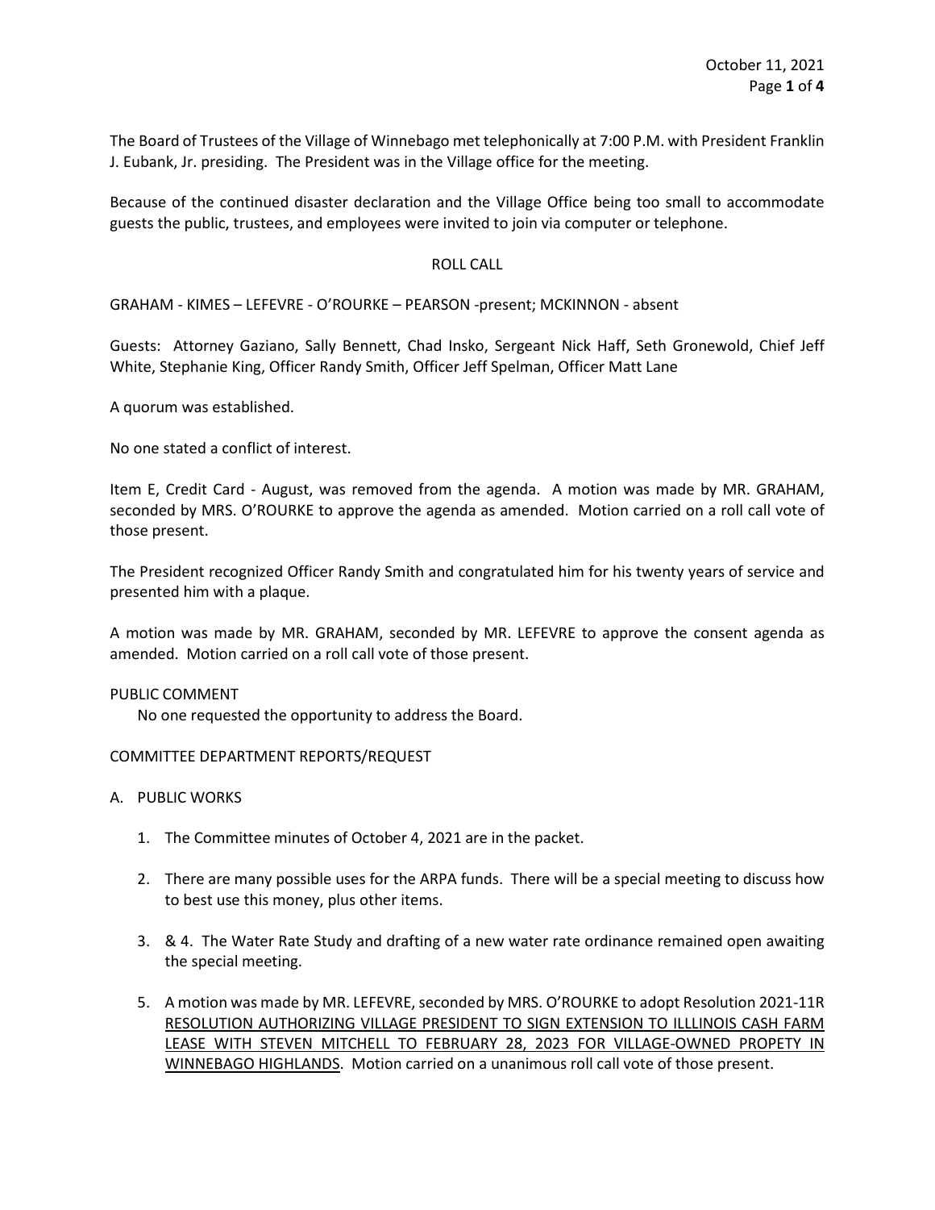The Board of Trustees of the Village of Winnebago met telephonically at 7:00 P.M. with President Franklin J. Eubank, Jr. presiding. The President was in the Village office for the meeting.

Because of the continued disaster declaration and the Village Office being too small to accommodate guests the public, trustees, and employees were invited to join via computer or telephone.

ROLL CALL

GRAHAM - KIMES – LEFEVRE - O'ROURKE – PEARSON -present; MCKINNON - absent

Guests: Attorney Gaziano, Sally Bennett, Chad Insko, Sergeant Nick Haff, Seth Gronewold, Chief Jeff White, Stephanie King, Officer Randy Smith, Officer Jeff Spelman, Officer Matt Lane

A quorum was established.

No one stated a conflict of interest.

Item E, Credit Card - August, was removed from the agenda. A motion was made by MR. GRAHAM, seconded by MRS. O'ROURKE to approve the agenda as amended. Motion carried on a roll call vote of those present.

The President recognized Officer Randy Smith and congratulated him for his twenty years of service and presented him with a plaque.

A motion was made by MR. GRAHAM, seconded by MR. LEFEVRE to approve the consent agenda as amended. Motion carried on a roll call vote of those present.

PUBLIC COMMENT

No one requested the opportunity to address the Board.

COMMITTEE DEPARTMENT REPORTS/REQUEST

A. PUBLIC WORKS

1. The Committee minutes of October 4, 2021 are in the packet.

2. There are many possible uses for the ARPA funds. There will be a special meeting to discuss how to best use this money, plus other items.

3. & 4. The Water Rate Study and drafting of a new water rate ordinance remained open awaiting the special meeting.

5. A motion was made by MR. LEFEVRE, seconded by MRS. O'ROURKE to adopt Resolution 2021-11R RESOLUTION AUTHORIZING VILLAGE PRESIDENT TO SIGN EXTENSION TO ILLLINOIS CASH FARM LEASE WITH STEVEN MITCHELL TO FEBRUARY 28, 2023 FOR VILLAGE-OWNED PROPETY IN WINNEBAGO HIGHLANDS. Motion carried on a unanimous roll call vote of those present.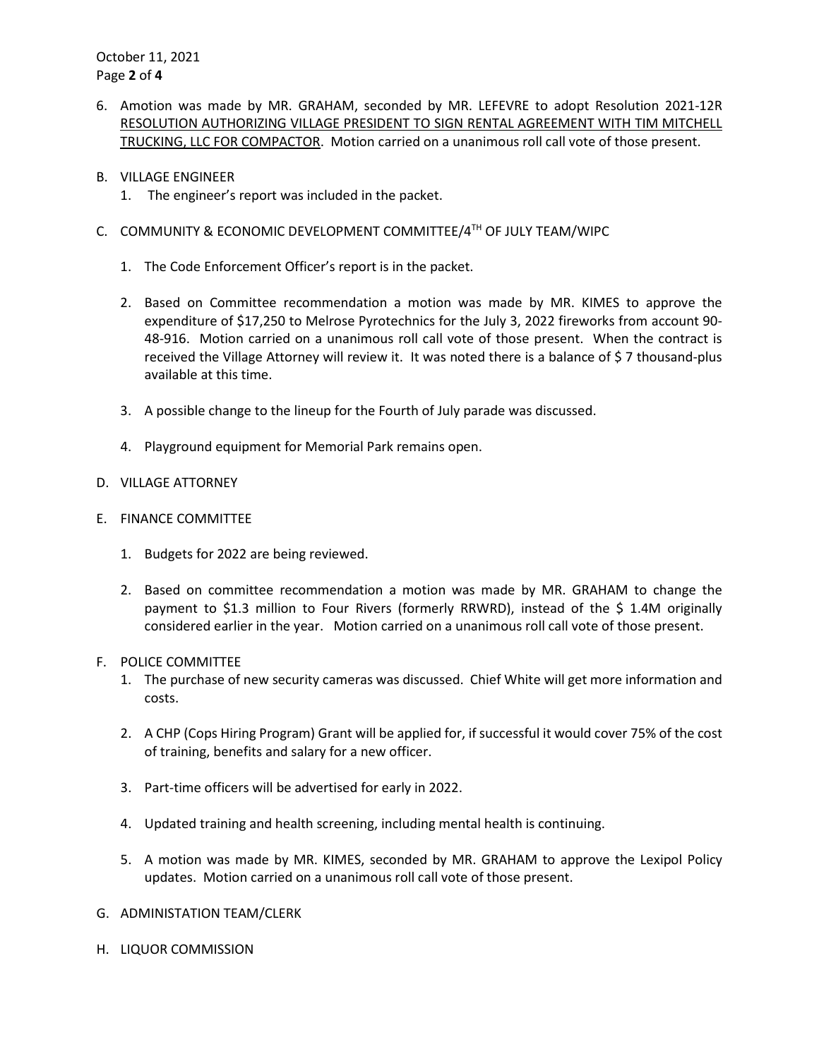6. Amotion was made by MR. GRAHAM, seconded by MR. LEFEVRE to adopt Resolution 2021-12R RESOLUTION AUTHORIZING VILLAGE PRESIDENT TO SIGN RENTAL AGREEMENT WITH TIM MITCHELL TRUCKING, LLC FOR COMPACTOR. Motion carried on a unanimous roll call vote of those present.

B. VILLAGE ENGINEER
   1. The engineer's report was included in the packet.

C. COMMUNITY & ECONOMIC DEVELOPMENT COMMITTEE/4TH OF JULY TEAM/WIPC

   1. The Code Enforcement Officer's report is in the packet.

   2. Based on Committee recommendation a motion was made by MR. KIMES to approve the expenditure of $17,250 to Melrose Pyrotechnics for the July 3, 2022 fireworks from account 90-48-916. Motion carried on a unanimous roll call vote of those present. When the contract is received the Village Attorney will review it. It was noted there is a balance of $ 7 thousand-plus available at this time.

   3. A possible change to the lineup for the Fourth of July parade was discussed.

   4. Playground equipment for Memorial Park remains open.

D. VILLAGE ATTORNEY

E. FINANCE COMMITTEE

   1. Budgets for 2022 are being reviewed.

   2. Based on committee recommendation a motion was made by MR. GRAHAM to change the payment to $1.3 million to Four Rivers (formerly RRWRD), instead of the $ 1.4M originally considered earlier in the year. Motion carried on a unanimous roll call vote of those present.

F. POLICE COMMITTEE
   1. The purchase of new security cameras was discussed. Chief White will get more information and costs.

   2. A CHP (Cops Hiring Program) Grant will be applied for, if successful it would cover 75% of the cost of training, benefits and salary for a new officer.

   3. Part-time officers will be advertised for early in 2022.

   4. Updated training and health screening, including mental health is continuing.

   5. A motion was made by MR. KIMES, seconded by MR. GRAHAM to approve the Lexipol Policy updates. Motion carried on a unanimous roll call vote of those present.

G. ADMINISTATION TEAM/CLERK

H. LIQUOR COMMISSION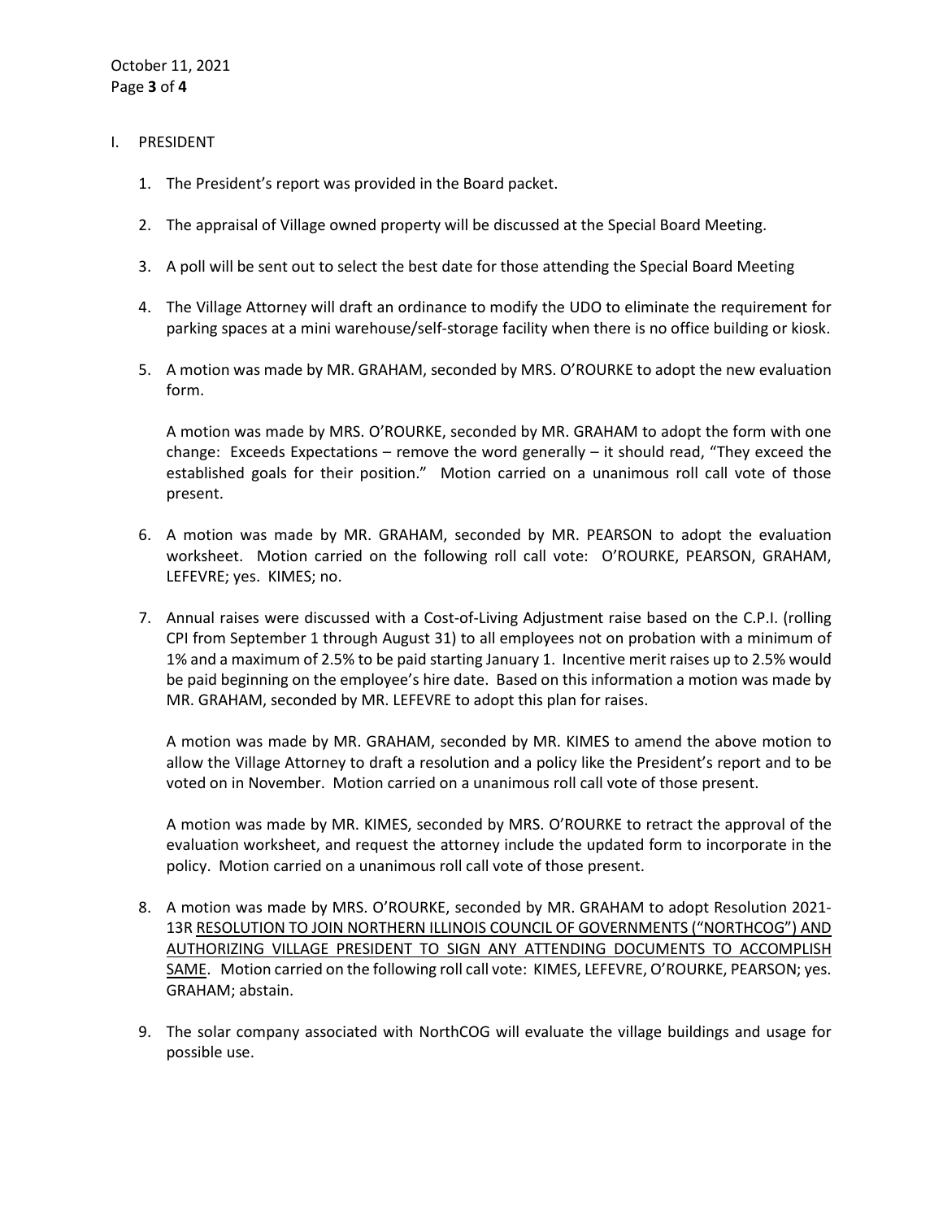I. PRESIDENT

1. The President's report was provided in the Board packet.

2. The appraisal of Village owned property will be discussed at the Special Board Meeting.

3. A poll will be sent out to select the best date for those attending the Special Board Meeting

4. The Village Attorney will draft an ordinance to modify the UDO to eliminate the requirement for parking spaces at a mini warehouse/self-storage facility when there is no office building or kiosk.

5. A motion was made by MR. GRAHAM, seconded by MRS. O'ROURKE to adopt the new evaluation form.

   A motion was made by MRS. O'ROURKE, seconded by MR. GRAHAM to adopt the form with one change: Exceeds Expectations – remove the word generally – it should read, "They exceed the established goals for their position." Motion carried on a unanimous roll call vote of those present.

6. A motion was made by MR. GRAHAM, seconded by MR. PEARSON to adopt the evaluation worksheet. Motion carried on the following roll call vote: O'ROURKE, PEARSON, GRAHAM, LEFEVRE; yes. KIMES; no.

7. Annual raises were discussed with a Cost-of-Living Adjustment raise based on the C.P.I. (rolling CPI from September 1 through August 31) to all employees not on probation with a minimum of 1% and a maximum of 2.5% to be paid starting January 1. Incentive merit raises up to 2.5% would be paid beginning on the employee's hire date. Based on this information a motion was made by MR. GRAHAM, seconded by MR. LEFEVRE to adopt this plan for raises.

   A motion was made by MR. GRAHAM, seconded by MR. KIMES to amend the above motion to allow the Village Attorney to draft a resolution and a policy like the President's report and to be voted on in November. Motion carried on a unanimous roll call vote of those present.

   A motion was made by MR. KIMES, seconded by MRS. O'ROURKE to retract the approval of the evaluation worksheet, and request the attorney include the updated form to incorporate in the policy. Motion carried on a unanimous roll call vote of those present.

8. A motion was made by MRS. O'ROURKE, seconded by MR. GRAHAM to adopt Resolution 2021-13R RESOLUTION TO JOIN NORTHERN ILLINOIS COUNCIL OF GOVERNMENTS ("NORTHCOG") AND AUTHORIZING VILLAGE PRESIDENT TO SIGN ANY ATTENDING DOCUMENTS TO ACCOMPLISH SAME. Motion carried on the following roll call vote: KIMES, LEFEVRE, O'ROURKE, PEARSON; yes. GRAHAM; abstain.

9. The solar company associated with NorthCOG will evaluate the village buildings and usage for possible use.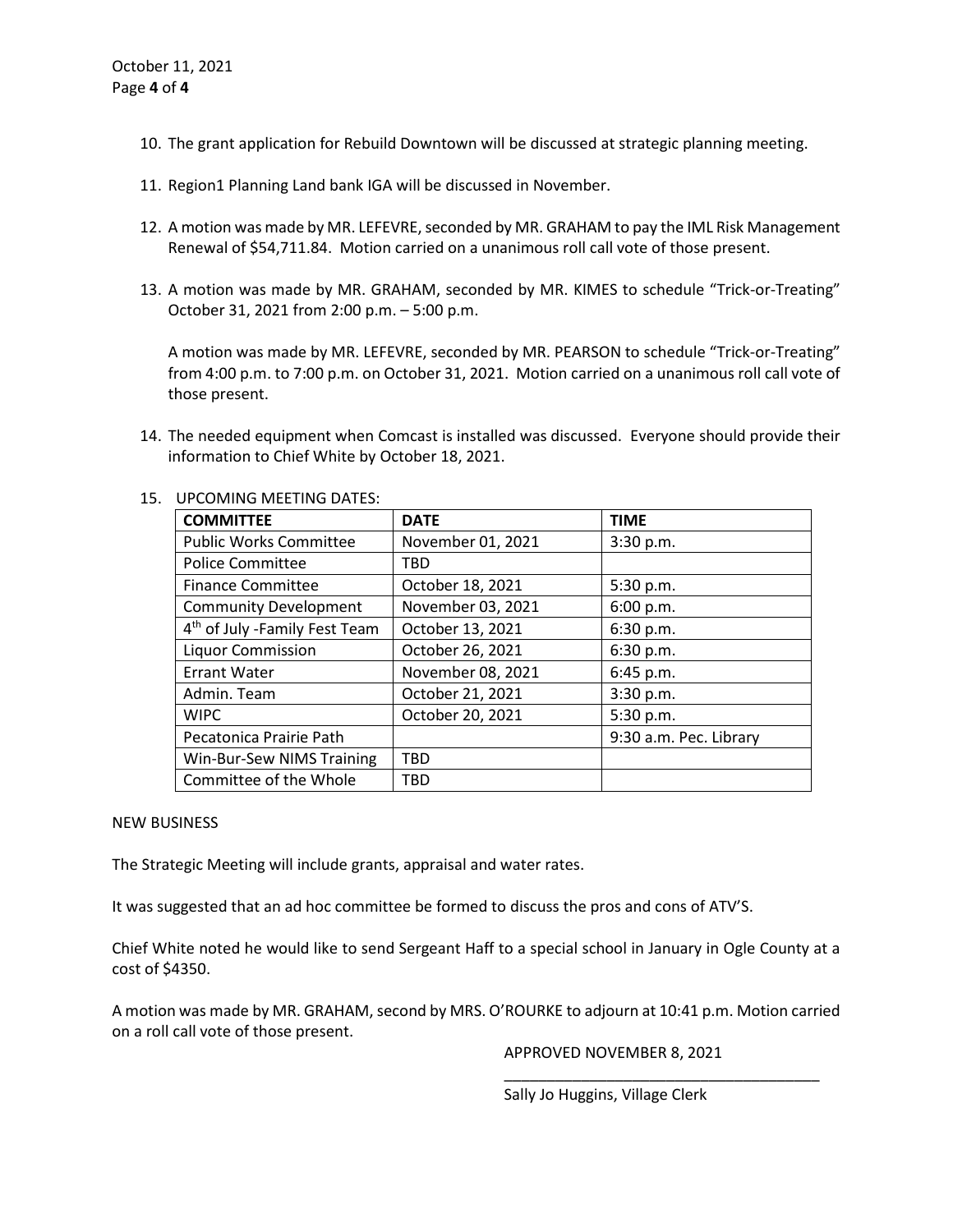10. The grant application for Rebuild Downtown will be discussed at strategic planning meeting.

11. Region1 Planning Land bank IGA will be discussed in November.

12. A motion was made by MR. LEFEVRE, seconded by MR. GRAHAM to pay the IML Risk Management Renewal of $54,711.84. Motion carried on a unanimous roll call vote of those present.

13. A motion was made by MR. GRAHAM, seconded by MR. KIMES to schedule "Trick-or-Treating" October 31, 2021 from 2:00 p.m. – 5:00 p.m.

    A motion was made by MR. LEFEVRE, seconded by MR. PEARSON to schedule "Trick-or-Treating" from 4:00 p.m. to 7:00 p.m. on October 31, 2021. Motion carried on a unanimous roll call vote of those present.

14. The needed equipment when Comcast is installed was discussed. Everyone should provide their information to Chief White by October 18, 2021.

15. UPCOMING MEETING DATES:

| COMMITTEE | DATE | TIME |
|---|---|---|
| Public Works Committee | November 01, 2021 | 3:30 p.m. |
| Police Committee | TBD | |
| Finance Committee | October 18, 2021 | 5:30 p.m. |
| Community Development | November 03, 2021 | 6:00 p.m. |
| 4th of July -Family Fest Team | October 13, 2021 | 6:30 p.m. |
| Liquor Commission | October 26, 2021 | 6:30 p.m. |
| Errant Water | November 08, 2021 | 6:45 p.m. |
| Admin. Team | October 21, 2021 | 3:30 p.m. |
| WIPC | October 20, 2021 | 5:30 p.m. |
| Pecatonica Prairie Path | | 9:30 a.m. Pec. Library |
| Win-Bur-Sew NIMS Training | TBD | |
| Committee of the Whole | TBD | |

NEW BUSINESS

The Strategic Meeting will include grants, appraisal and water rates.

It was suggested that an ad hoc committee be formed to discuss the pros and cons of ATV'S.

Chief White noted he would like to send Sergeant Haff to a special school in January in Ogle County at a cost of $4350.

A motion was made by MR. GRAHAM, second by MRS. O'ROURKE to adjourn at 10:41 p.m. Motion carried on a roll call vote of those present.

APPROVED NOVEMBER 8, 2021

\_\_\_\_\_\_\_\_\_\_\_\_\_\_\_\_\_\_\_\_\_\_\_\_\_\_\_\_\_\_\_\_\_\_\_\_\_\_

Sally Jo Huggins, Village Clerk